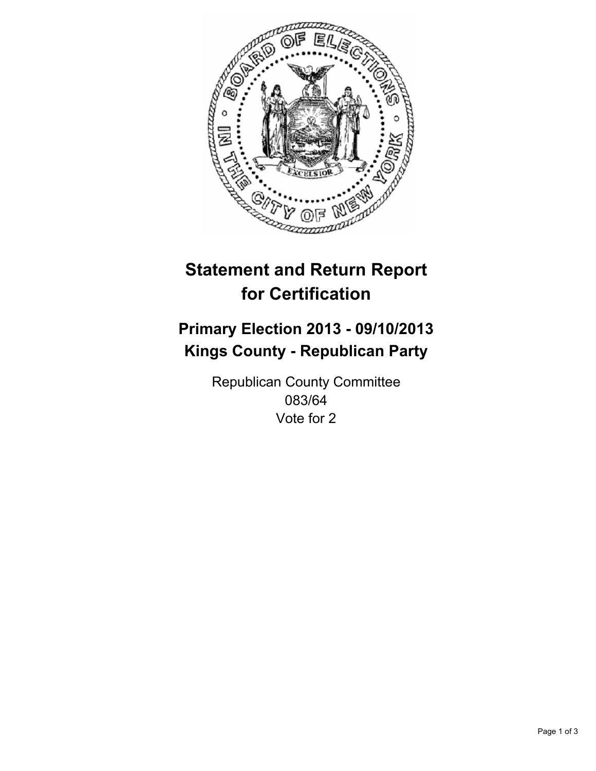# Statement and Return Report for Certification

## Primary Election 2013 - 09/10/2013
## Kings County - Republican Party

Republican County Committee
083/64
Vote for 2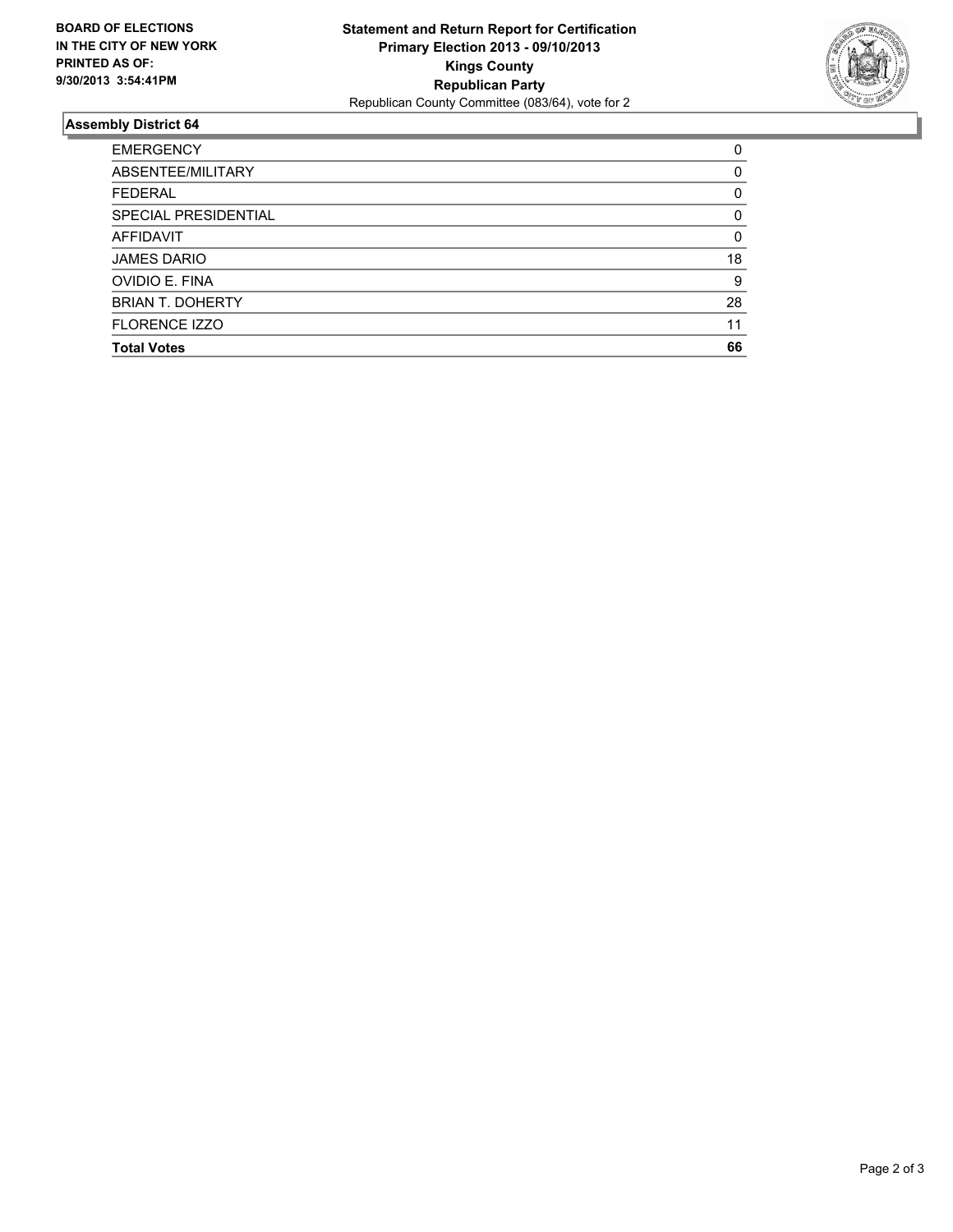**BOARD OF ELECTIONS IN THE CITY OF NEW YORK PRINTED AS OF: 9/30/2013 3:54:41PM**

**Statement and Return Report for Certification**
**Primary Election 2013 - 09/10/2013**
**Kings County**
**Republican Party**
Republican County Committee (083/64), vote for 2

## Assembly District 64

| | |
|---|---|
| EMERGENCY | 0 |
| ABSENTEE/MILITARY | 0 |
| FEDERAL | 0 |
| SPECIAL PRESIDENTIAL | 0 |
| AFFIDAVIT | 0 |
| JAMES DARIO | 18 |
| OVIDIO E. FINA | 9 |
| BRIAN T. DOHERTY | 28 |
| FLORENCE IZZO | 11 |
| **Total Votes** | **66** |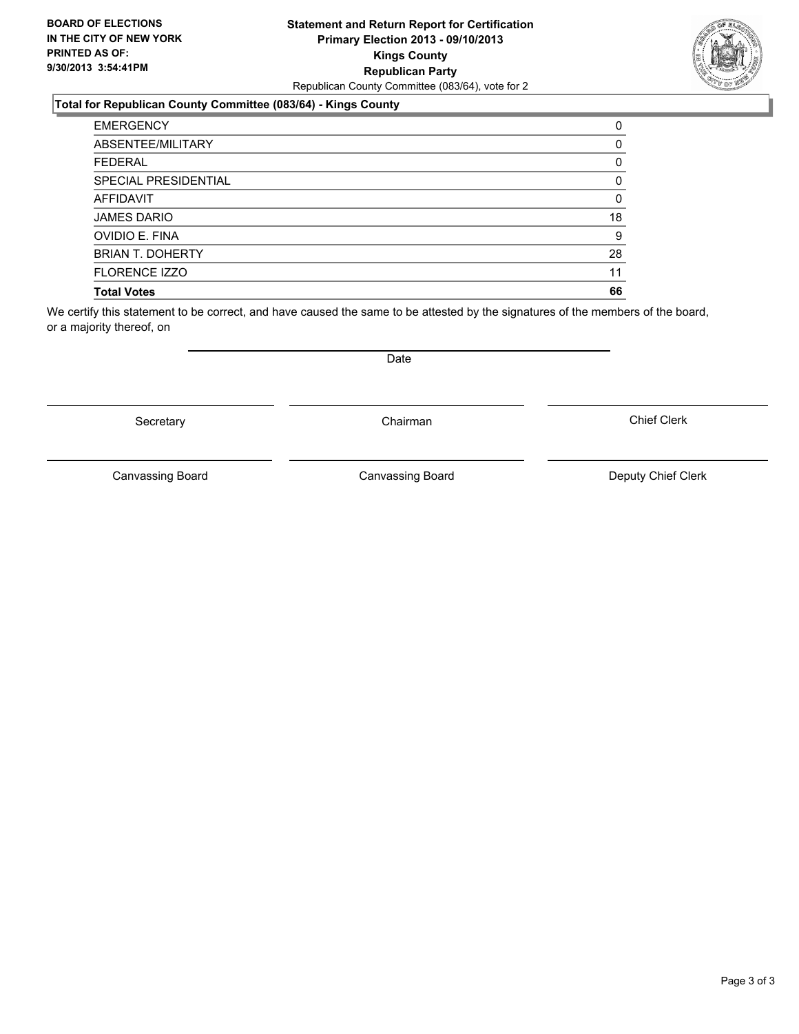**BOARD OF ELECTIONS IN THE CITY OF NEW YORK PRINTED AS OF: 9/30/2013 3:54:41PM**

**Statement and Return Report for Certification**
**Primary Election 2013 - 09/10/2013**
**Kings County**
**Republican Party**
Republican County Committee (083/64), vote for 2

### Total for Republican County Committee (083/64) - Kings County

| | |
|---|---|
| EMERGENCY | 0 |
| ABSENTEE/MILITARY | 0 |
| FEDERAL | 0 |
| SPECIAL PRESIDENTIAL | 0 |
| AFFIDAVIT | 0 |
| JAMES DARIO | 18 |
| OVIDIO E. FINA | 9 |
| BRIAN T. DOHERTY | 28 |
| FLORENCE IZZO | 11 |
| **Total Votes** | **66** |

We certify this statement to be correct, and have caused the same to be attested by the signatures of the members of the board, or a majority thereof, on

Date

Secretary | Chairman | Chief Clerk

Canvassing Board | Canvassing Board | Deputy Chief Clerk